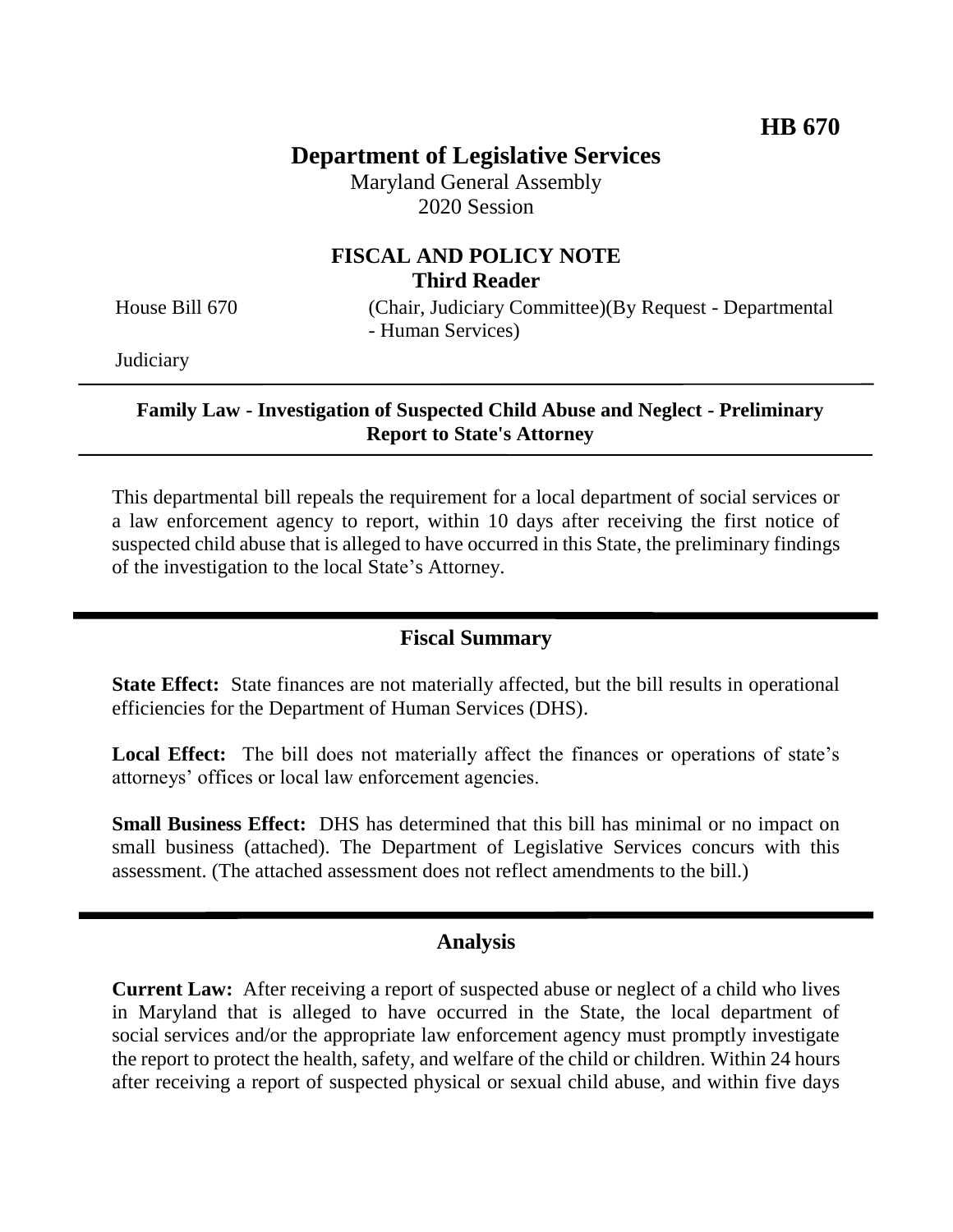**HB 670**

# Department of Legislative Services

Maryland General Assembly
2020 Session

## FISCAL AND POLICY NOTE
**Third Reader**

House Bill 670 (Chair, Judiciary Committee)(By Request - Departmental - Human Services)

Judiciary

---

**Family Law - Investigation of Suspected Child Abuse and Neglect - Preliminary Report to State's Attorney**

---

This departmental bill repeals the requirement for a local department of social services or a law enforcement agency to report, within 10 days after receiving the first notice of suspected child abuse that is alleged to have occurred in this State, the preliminary findings of the investigation to the local State's Attorney.

## Fiscal Summary

**State Effect:** State finances are not materially affected, but the bill results in operational efficiencies for the Department of Human Services (DHS).

**Local Effect:** The bill does not materially affect the finances or operations of state's attorneys' offices or local law enforcement agencies.

**Small Business Effect:** DHS has determined that this bill has minimal or no impact on small business (attached). The Department of Legislative Services concurs with this assessment. (The attached assessment does not reflect amendments to the bill.)

## Analysis

**Current Law:** After receiving a report of suspected abuse or neglect of a child who lives in Maryland that is alleged to have occurred in the State, the local department of social services and/or the appropriate law enforcement agency must promptly investigate the report to protect the health, safety, and welfare of the child or children. Within 24 hours after receiving a report of suspected physical or sexual child abuse, and within five days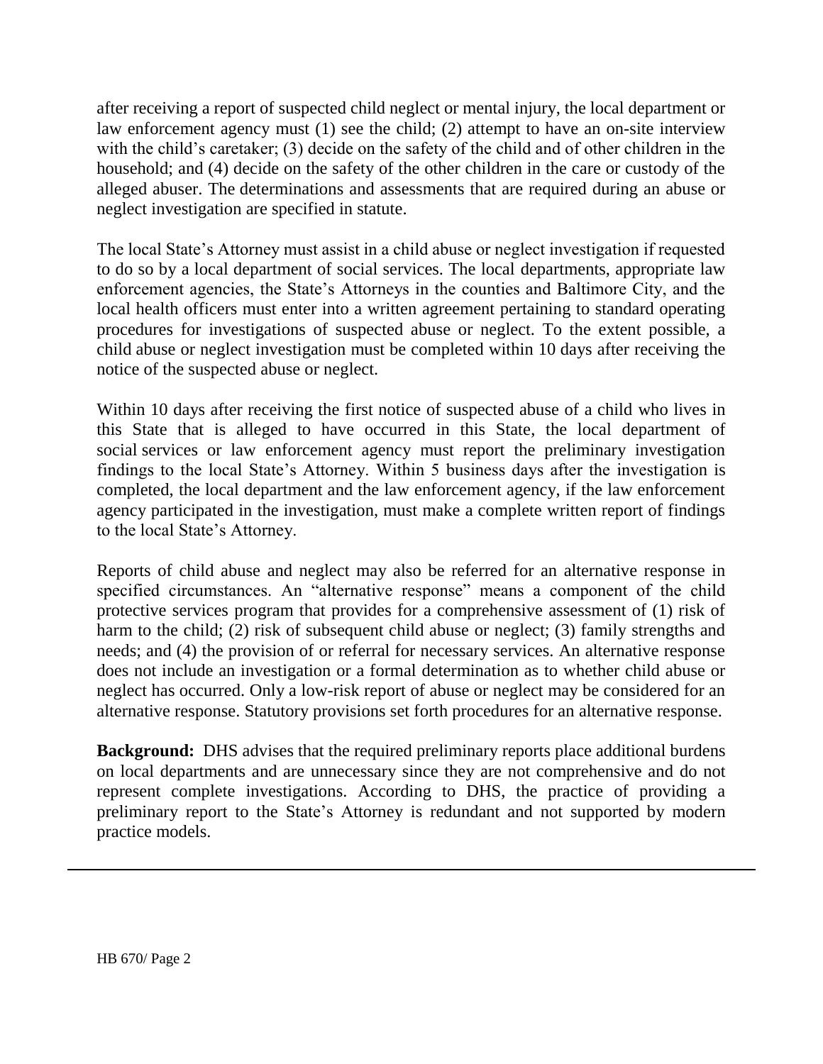after receiving a report of suspected child neglect or mental injury, the local department or law enforcement agency must (1) see the child; (2) attempt to have an on-site interview with the child's caretaker; (3) decide on the safety of the child and of other children in the household; and (4) decide on the safety of the other children in the care or custody of the alleged abuser. The determinations and assessments that are required during an abuse or neglect investigation are specified in statute.

The local State's Attorney must assist in a child abuse or neglect investigation if requested to do so by a local department of social services. The local departments, appropriate law enforcement agencies, the State's Attorneys in the counties and Baltimore City, and the local health officers must enter into a written agreement pertaining to standard operating procedures for investigations of suspected abuse or neglect. To the extent possible, a child abuse or neglect investigation must be completed within 10 days after receiving the notice of the suspected abuse or neglect.

Within 10 days after receiving the first notice of suspected abuse of a child who lives in this State that is alleged to have occurred in this State, the local department of social services or law enforcement agency must report the preliminary investigation findings to the local State's Attorney. Within 5 business days after the investigation is completed, the local department and the law enforcement agency, if the law enforcement agency participated in the investigation, must make a complete written report of findings to the local State's Attorney.

Reports of child abuse and neglect may also be referred for an alternative response in specified circumstances. An "alternative response" means a component of the child protective services program that provides for a comprehensive assessment of (1) risk of harm to the child; (2) risk of subsequent child abuse or neglect; (3) family strengths and needs; and (4) the provision of or referral for necessary services. An alternative response does not include an investigation or a formal determination as to whether child abuse or neglect has occurred. Only a low-risk report of abuse or neglect may be considered for an alternative response. Statutory provisions set forth procedures for an alternative response.

**Background:** DHS advises that the required preliminary reports place additional burdens on local departments and are unnecessary since they are not comprehensive and do not represent complete investigations. According to DHS, the practice of providing a preliminary report to the State's Attorney is redundant and not supported by modern practice models.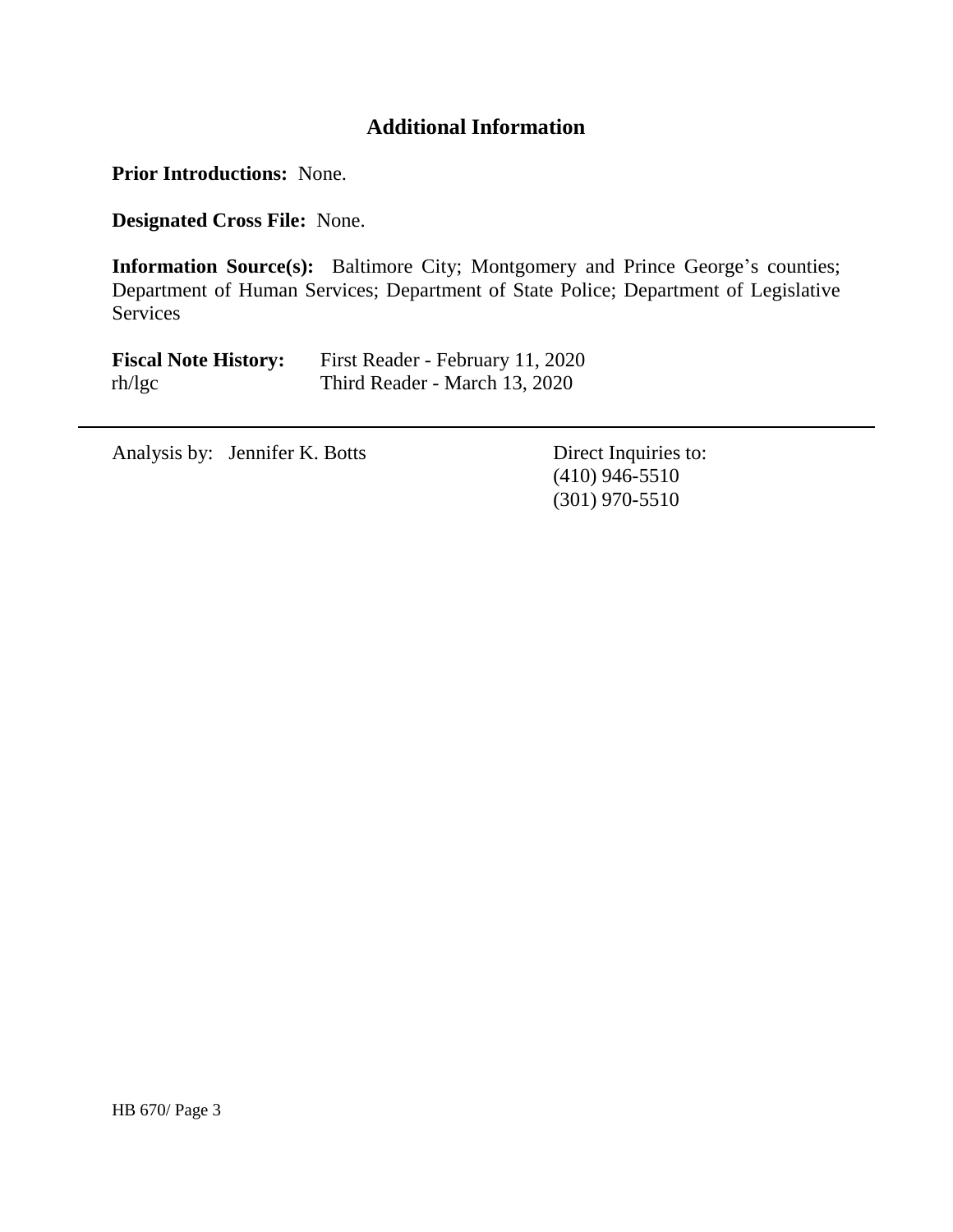## Additional Information

**Prior Introductions:** None.

**Designated Cross File:** None.

**Information Source(s):** Baltimore City; Montgomery and Prince George's counties; Department of Human Services; Department of State Police; Department of Legislative Services

**Fiscal Note History:** First Reader - February 11, 2020
rh/lgc Third Reader - March 13, 2020

---

Analysis by: Jennifer K. Botts

Direct Inquiries to:
(410) 946-5510
(301) 970-5510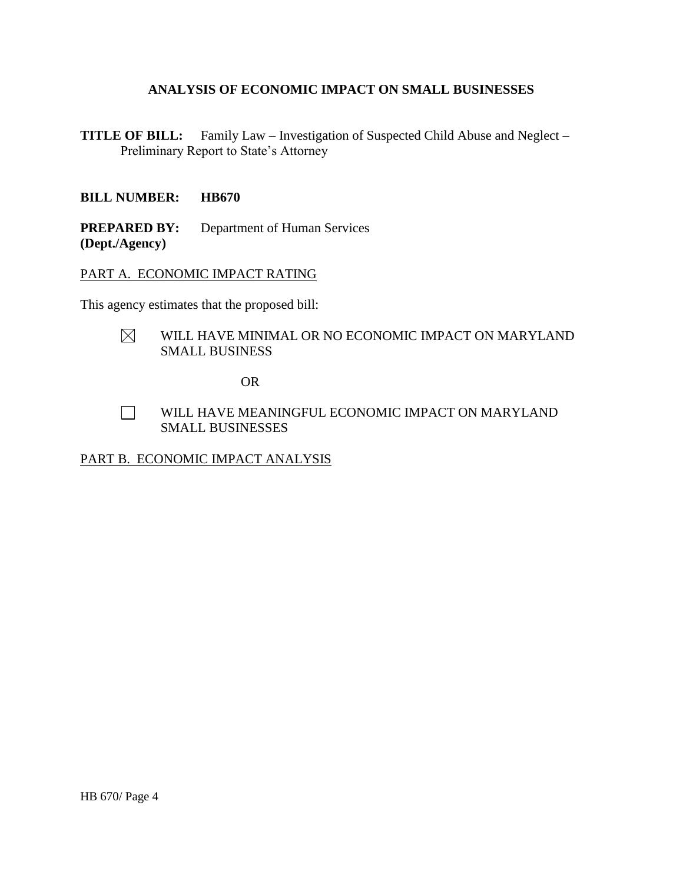## ANALYSIS OF ECONOMIC IMPACT ON SMALL BUSINESSES

**TITLE OF BILL:** Family Law – Investigation of Suspected Child Abuse and Neglect – Preliminary Report to State's Attorney

**BILL NUMBER:** **HB670**

**PREPARED BY: (Dept./Agency)** Department of Human Services

PART A. ECONOMIC IMPACT RATING

This agency estimates that the proposed bill:

☒ WILL HAVE MINIMAL OR NO ECONOMIC IMPACT ON MARYLAND SMALL BUSINESS

OR

☐ WILL HAVE MEANINGFUL ECONOMIC IMPACT ON MARYLAND SMALL BUSINESSES

PART B. ECONOMIC IMPACT ANALYSIS